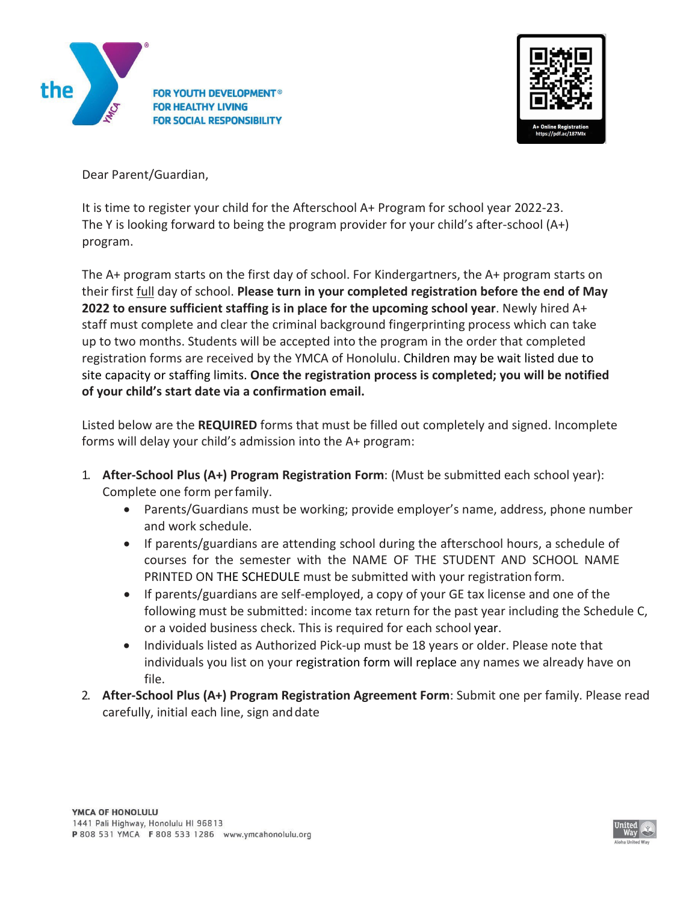FOR YOUTH DEVELOPMENT®
FOR HEALTHY LIVING
FOR SOCIAL RESPONSIBILITY

A+ Online Registration
https://pdf.ac/187Mlx

Dear Parent/Guardian,

It is time to register your child for the Afterschool A+ Program for school year 2022-23. The Y is looking forward to being the program provider for your child's after-school (A+) program.

The A+ program starts on the first day of school. For Kindergartners, the A+ program starts on their first full day of school. **Please turn in your completed registration before the end of May 2022 to ensure sufficient staffing is in place for the upcoming school year**. Newly hired A+ staff must complete and clear the criminal background fingerprinting process which can take up to two months. Students will be accepted into the program in the order that completed registration forms are received by the YMCA of Honolulu. Children may be wait listed due to site capacity or staffing limits. **Once the registration process is completed; you will be notified of your child's start date via a confirmation email.**

Listed below are the **REQUIRED** forms that must be filled out completely and signed. Incomplete forms will delay your child's admission into the A+ program:

1. **After-School Plus (A+) Program Registration Form**: (Must be submitted each school year): Complete one form per family.
   - Parents/Guardians must be working; provide employer's name, address, phone number and work schedule.
   - If parents/guardians are attending school during the afterschool hours, a schedule of courses for the semester with the NAME OF THE STUDENT AND SCHOOL NAME PRINTED ON THE SCHEDULE must be submitted with your registration form.
   - If parents/guardians are self-employed, a copy of your GE tax license and one of the following must be submitted: income tax return for the past year including the Schedule C, or a voided business check. This is required for each school year.
   - Individuals listed as Authorized Pick-up must be 18 years or older. Please note that individuals you list on your registration form will replace any names we already have on file.
2. **After-School Plus (A+) Program Registration Agreement Form**: Submit one per family. Please read carefully, initial each line, sign and date

YMCA OF HONOLULU
1441 Pali Highway, Honolulu HI 96813
P 808 531 YMCA F 808 533 1286 www.ymcahonolulu.org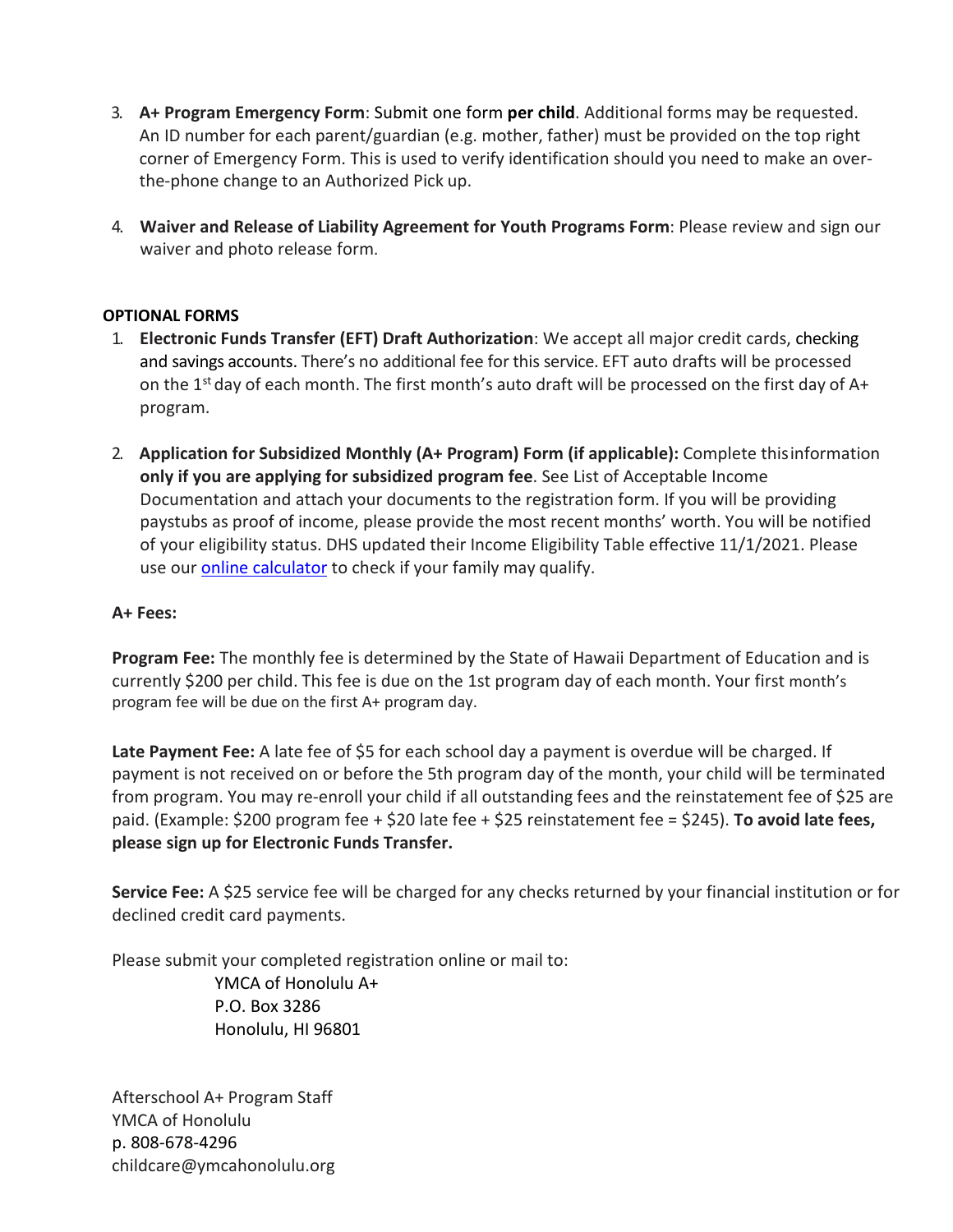3. **A+ Program Emergency Form**: Submit one form **per child**. Additional forms may be requested. An ID number for each parent/guardian (e.g. mother, father) must be provided on the top right corner of Emergency Form. This is used to verify identification should you need to make an over-the-phone change to an Authorized Pick up.

4. **Waiver and Release of Liability Agreement for Youth Programs Form**: Please review and sign our waiver and photo release form.

**OPTIONAL FORMS**

1. **Electronic Funds Transfer (EFT) Draft Authorization**: We accept all major credit cards, checking and savings accounts. There's no additional fee for this service. EFT auto drafts will be processed on the 1st day of each month. The first month's auto draft will be processed on the first day of A+ program.

2. **Application for Subsidized Monthly (A+ Program) Form (if applicable):** Complete this information **only if you are applying for subsidized program fee**. See List of Acceptable Income Documentation and attach your documents to the registration form. If you will be providing paystubs as proof of income, please provide the most recent months' worth. You will be notified of your eligibility status. DHS updated their Income Eligibility Table effective 11/1/2021. Please use our online calculator to check if your family may qualify.

**A+ Fees:**

**Program Fee:** The monthly fee is determined by the State of Hawaii Department of Education and is currently $200 per child. This fee is due on the 1st program day of each month. Your first month's program fee will be due on the first A+ program day.

**Late Payment Fee:** A late fee of $5 for each school day a payment is overdue will be charged. If payment is not received on or before the 5th program day of the month, your child will be terminated from program. You may re-enroll your child if all outstanding fees and the reinstatement fee of $25 are paid. (Example: $200 program fee + $20 late fee + $25 reinstatement fee = $245). **To avoid late fees, please sign up for Electronic Funds Transfer.**

**Service Fee:** A $25 service fee will be charged for any checks returned by your financial institution or for declined credit card payments.

Please submit your completed registration online or mail to:

YMCA of Honolulu A+
P.O. Box 3286
Honolulu, HI 96801

Afterschool A+ Program Staff
YMCA of Honolulu
p. 808-678-4296
childcare@ymcahonolulu.org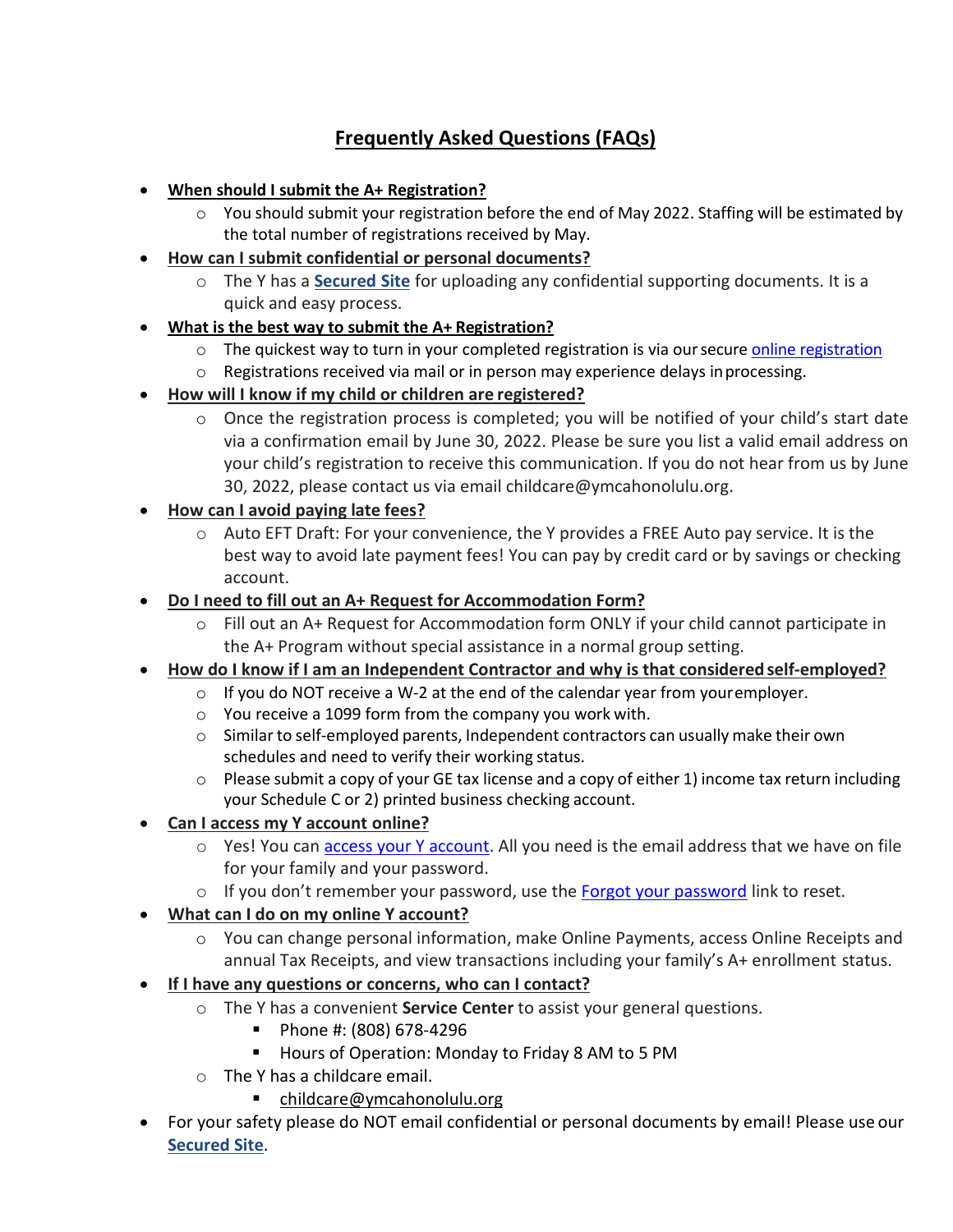# Frequently Asked Questions (FAQs)

- **When should I submit the A+ Registration?**
  - You should submit your registration before the end of May 2022. Staffing will be estimated by the total number of registrations received by May.
- **How can I submit confidential or personal documents?**
  - The Y has a **Secured Site** for uploading any confidential supporting documents. It is a quick and easy process.
- **What is the best way to submit the A+ Registration?**
  - The quickest way to turn in your completed registration is via our secure online registration
  - Registrations received via mail or in person may experience delays in processing.
- **How will I know if my child or children are registered?**
  - Once the registration process is completed; you will be notified of your child's start date via a confirmation email by June 30, 2022. Please be sure you list a valid email address on your child's registration to receive this communication. If you do not hear from us by June 30, 2022, please contact us via email childcare@ymcahonolulu.org.
- **How can I avoid paying late fees?**
  - Auto EFT Draft: For your convenience, the Y provides a FREE Auto pay service. It is the best way to avoid late payment fees! You can pay by credit card or by savings or checking account.
- **Do I need to fill out an A+ Request for Accommodation Form?**
  - Fill out an A+ Request for Accommodation form ONLY if your child cannot participate in the A+ Program without special assistance in a normal group setting.
- **How do I know if I am an Independent Contractor and why is that considered self-employed?**
  - If you do NOT receive a W-2 at the end of the calendar year from your employer.
  - You receive a 1099 form from the company you work with.
  - Similar to self-employed parents, Independent contractors can usually make their own schedules and need to verify their working status.
  - Please submit a copy of your GE tax license and a copy of either 1) income tax return including your Schedule C or 2) printed business checking account.
- **Can I access my Y account online?**
  - Yes! You can access your Y account. All you need is the email address that we have on file for your family and your password.
  - If you don't remember your password, use the Forgot your password link to reset.
- **What can I do on my online Y account?**
  - You can change personal information, make Online Payments, access Online Receipts and annual Tax Receipts, and view transactions including your family's A+ enrollment status.
- **If I have any questions or concerns, who can I contact?**
  - The Y has a convenient **Service Center** to assist your general questions.
    - Phone #: (808) 678-4296
    - Hours of Operation: Monday to Friday 8 AM to 5 PM
  - The Y has a childcare email.
    - childcare@ymcahonolulu.org
- For your safety please do NOT email confidential or personal documents by email! Please use our **Secured Site**.